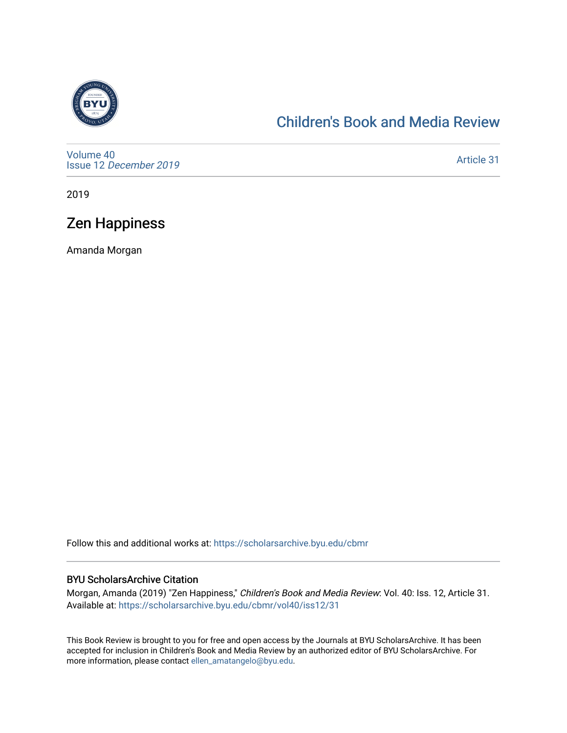# Children's Book and Media Review

Volume 40
Issue 12 *December 2019*

Article 31

2019

## Zen Happiness

Amanda Morgan

Follow this and additional works at: https://scholarsarchive.byu.edu/cbmr

### BYU ScholarsArchive Citation

Morgan, Amanda (2019) "Zen Happiness," *Children's Book and Media Review*: Vol. 40: Iss. 12, Article 31.
Available at: https://scholarsarchive.byu.edu/cbmr/vol40/iss12/31

This Book Review is brought to you for free and open access by the Journals at BYU ScholarsArchive. It has been accepted for inclusion in Children's Book and Media Review by an authorized editor of BYU ScholarsArchive. For more information, please contact ellen_amatangelo@byu.edu.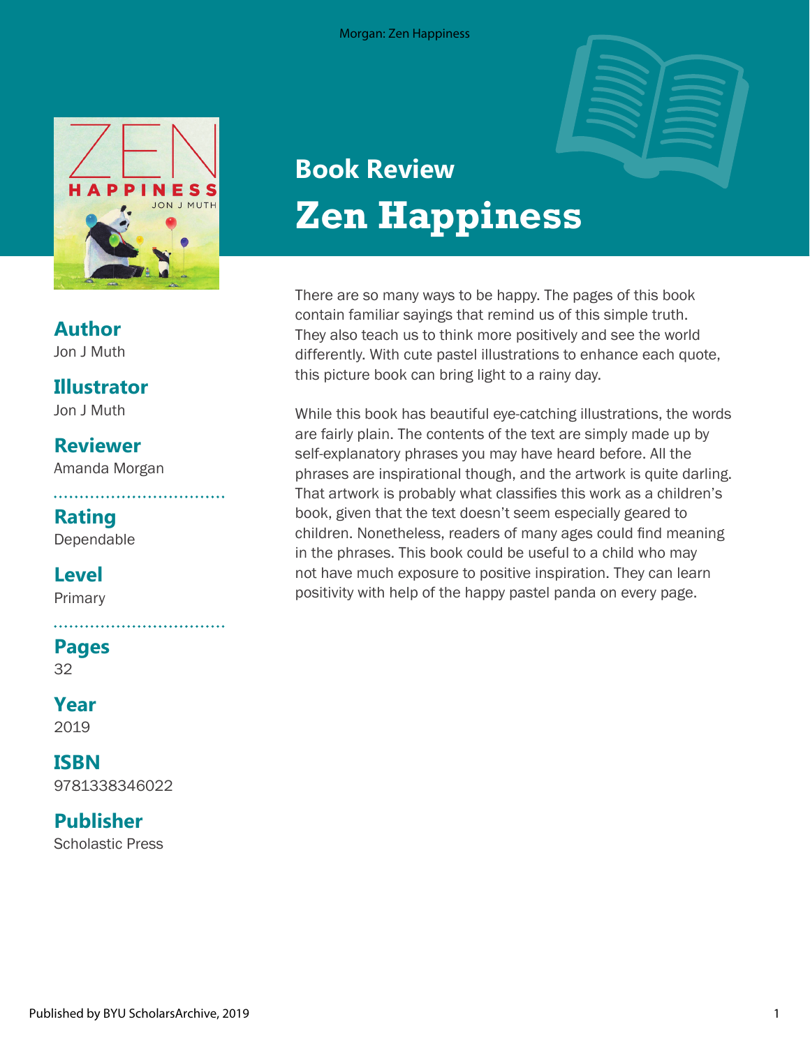## Book Review

# Zen Happiness

**Author**
Jon J Muth

**Illustrator**
Jon J Muth

**Reviewer**
Amanda Morgan

**Rating**
Dependable

**Level**
Primary

**Pages**
32

**Year**
2019

**ISBN**
9781338346022

**Publisher**
Scholastic Press

There are so many ways to be happy. The pages of this book contain familiar sayings that remind us of this simple truth. They also teach us to think more positively and see the world differently. With cute pastel illustrations to enhance each quote, this picture book can bring light to a rainy day.

While this book has beautiful eye-catching illustrations, the words are fairly plain. The contents of the text are simply made up by self-explanatory phrases you may have heard before. All the phrases are inspirational though, and the artwork is quite darling. That artwork is probably what classifies this work as a children's book, given that the text doesn't seem especially geared to children. Nonetheless, readers of many ages could find meaning in the phrases. This book could be useful to a child who may not have much exposure to positive inspiration. They can learn positivity with help of the happy pastel panda on every page.